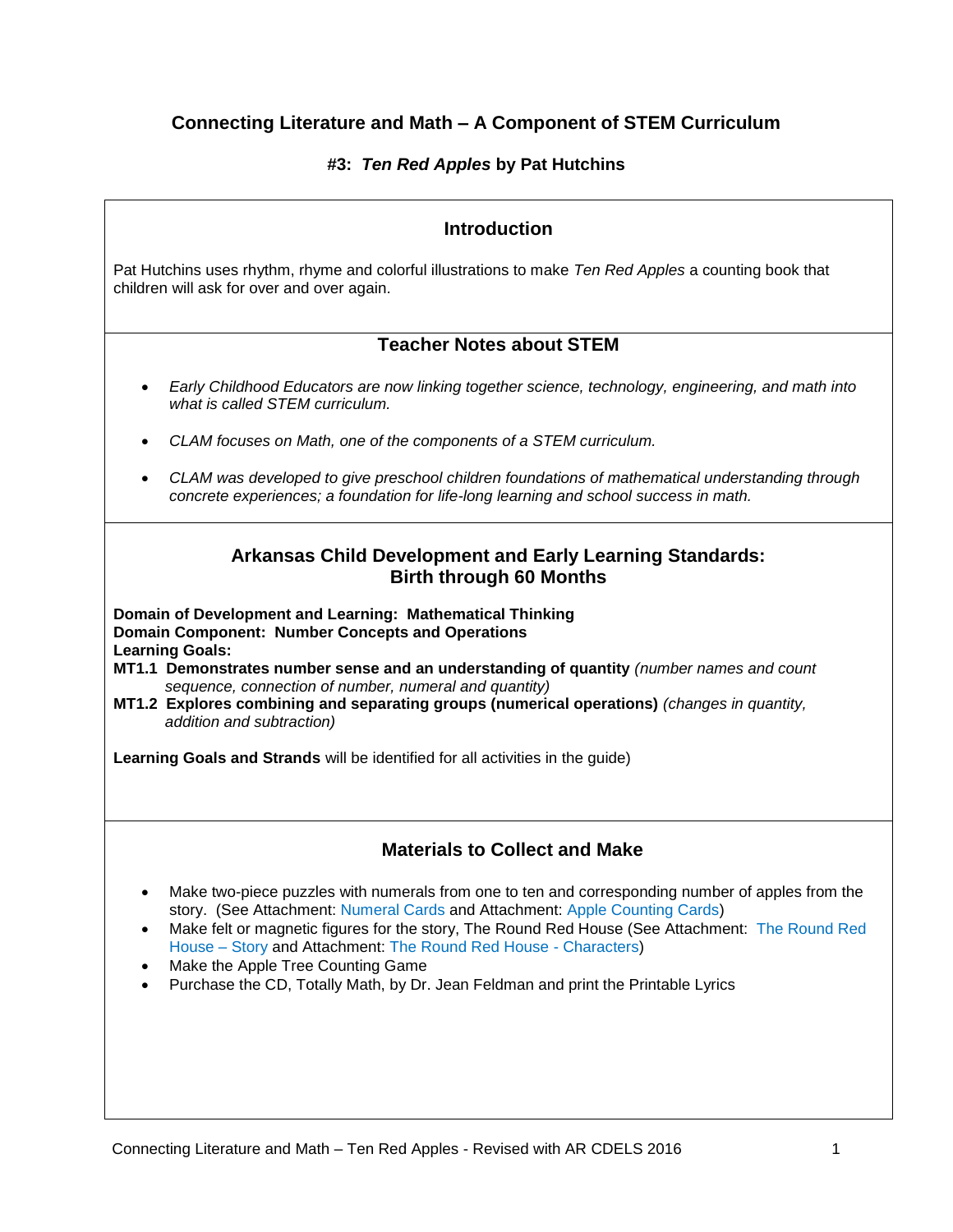# Connecting Literature and Math – A Component of STEM Curriculum

## #3: *Ten Red Apples* by Pat Hutchins

### Introduction

Pat Hutchins uses rhythm, rhyme and colorful illustrations to make *Ten Red Apples* a counting book that children will ask for over and over again.

### Teacher Notes about STEM

- *Early Childhood Educators are now linking together science, technology, engineering, and math into what is called STEM curriculum.*
- *CLAM focuses on Math, one of the components of a STEM curriculum.*
- *CLAM was developed to give preschool children foundations of mathematical understanding through concrete experiences; a foundation for life-long learning and school success in math.*

### Arkansas Child Development and Early Learning Standards: Birth through 60 Months

**Domain of Development and Learning: Mathematical Thinking**
**Domain Component: Number Concepts and Operations**
**Learning Goals:**
**MT1.1 Demonstrates number sense and an understanding of quantity** *(number names and count sequence, connection of number, numeral and quantity)*
**MT1.2 Explores combining and separating groups (numerical operations)** *(changes in quantity, addition and subtraction)*

**Learning Goals and Strands** will be identified for all activities in the guide)

### Materials to Collect and Make

- Make two-piece puzzles with numerals from one to ten and corresponding number of apples from the story. (See Attachment: Numeral Cards and Attachment: Apple Counting Cards)
- Make felt or magnetic figures for the story, The Round Red House (See Attachment: The Round Red House – Story and Attachment: The Round Red House - Characters)
- Make the Apple Tree Counting Game
- Purchase the CD, Totally Math, by Dr. Jean Feldman and print the Printable Lyrics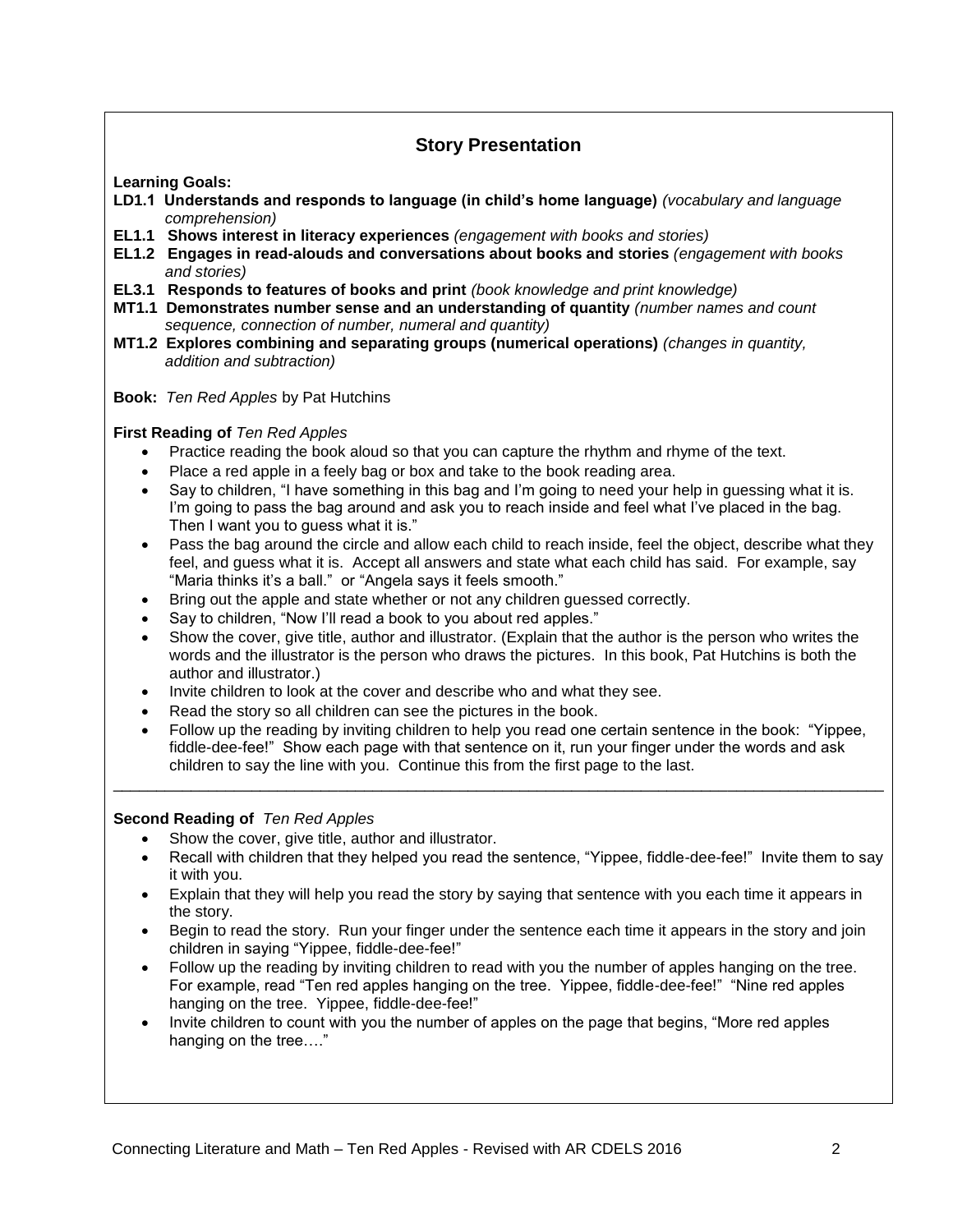## Story Presentation

**Learning Goals:**

**LD1.1 Understands and responds to language (in child's home language)** *(vocabulary and language comprehension)*

**EL1.1 Shows interest in literacy experiences** *(engagement with books and stories)*

**EL1.2 Engages in read-alouds and conversations about books and stories** *(engagement with books and stories)*

**EL3.1 Responds to features of books and print** *(book knowledge and print knowledge)*

**MT1.1 Demonstrates number sense and an understanding of quantity** *(number names and count sequence, connection of number, numeral and quantity)*

**MT1.2 Explores combining and separating groups (numerical operations)** *(changes in quantity, addition and subtraction)*

**Book:** *Ten Red Apples* by Pat Hutchins

**First Reading of** *Ten Red Apples*

- Practice reading the book aloud so that you can capture the rhythm and rhyme of the text.
- Place a red apple in a feely bag or box and take to the book reading area.
- Say to children, "I have something in this bag and I'm going to need your help in guessing what it is. I'm going to pass the bag around and ask you to reach inside and feel what I've placed in the bag. Then I want you to guess what it is."
- Pass the bag around the circle and allow each child to reach inside, feel the object, describe what they feel, and guess what it is. Accept all answers and state what each child has said. For example, say "Maria thinks it's a ball." or "Angela says it feels smooth."
- Bring out the apple and state whether or not any children guessed correctly.
- Say to children, "Now I'll read a book to you about red apples."
- Show the cover, give title, author and illustrator. (Explain that the author is the person who writes the words and the illustrator is the person who draws the pictures. In this book, Pat Hutchins is both the author and illustrator.)
- Invite children to look at the cover and describe who and what they see.
- Read the story so all children can see the pictures in the book.
- Follow up the reading by inviting children to help you read one certain sentence in the book: "Yippee, fiddle-dee-fee!" Show each page with that sentence on it, run your finger under the words and ask children to say the line with you. Continue this from the first page to the last.

---

**Second Reading of** *Ten Red Apples*

- Show the cover, give title, author and illustrator.
- Recall with children that they helped you read the sentence, "Yippee, fiddle-dee-fee!" Invite them to say it with you.
- Explain that they will help you read the story by saying that sentence with you each time it appears in the story.
- Begin to read the story. Run your finger under the sentence each time it appears in the story and join children in saying "Yippee, fiddle-dee-fee!"
- Follow up the reading by inviting children to read with you the number of apples hanging on the tree. For example, read "Ten red apples hanging on the tree. Yippee, fiddle-dee-fee!" "Nine red apples hanging on the tree. Yippee, fiddle-dee-fee!"
- Invite children to count with you the number of apples on the page that begins, "More red apples hanging on the tree…."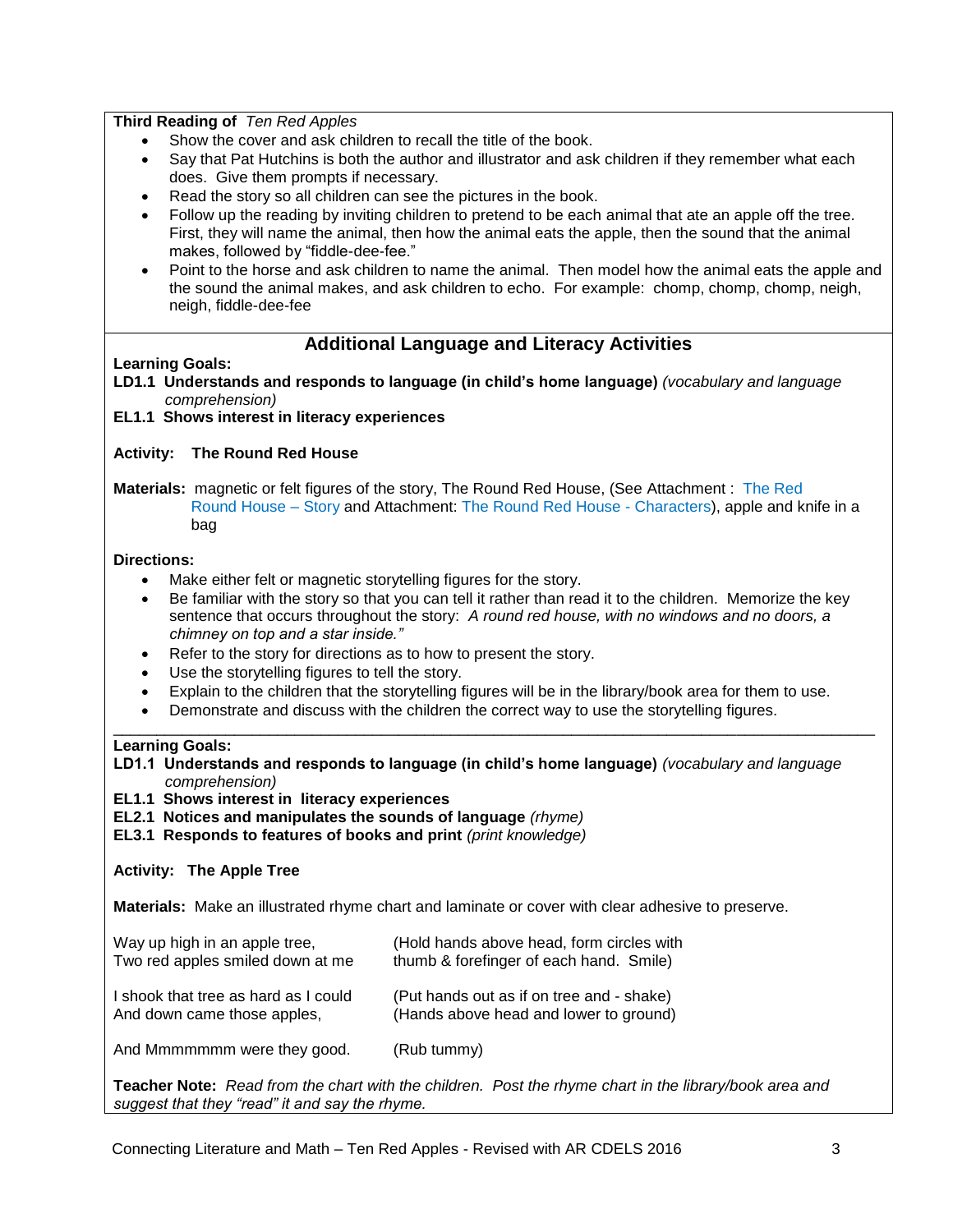**Third Reading of** *Ten Red Apples*

- Show the cover and ask children to recall the title of the book.
- Say that Pat Hutchins is both the author and illustrator and ask children if they remember what each does. Give them prompts if necessary.
- Read the story so all children can see the pictures in the book.
- Follow up the reading by inviting children to pretend to be each animal that ate an apple off the tree. First, they will name the animal, then how the animal eats the apple, then the sound that the animal makes, followed by "fiddle-dee-fee."
- Point to the horse and ask children to name the animal. Then model how the animal eats the apple and the sound the animal makes, and ask children to echo. For example: chomp, chomp, chomp, neigh, neigh, fiddle-dee-fee

## Additional Language and Literacy Activities

**Learning Goals:**
**LD1.1 Understands and responds to language (in child's home language)** *(vocabulary and language comprehension)*
**EL1.1 Shows interest in literacy experiences**

**Activity: The Round Red House**

**Materials:** magnetic or felt figures of the story, The Round Red House, (See Attachment : The Red Round House – Story and Attachment: The Round Red House - Characters), apple and knife in a bag

**Directions:**

- Make either felt or magnetic storytelling figures for the story.
- Be familiar with the story so that you can tell it rather than read it to the children. Memorize the key sentence that occurs throughout the story: *A round red house, with no windows and no doors, a chimney on top and a star inside."*
- Refer to the story for directions as to how to present the story.
- Use the storytelling figures to tell the story.
- Explain to the children that the storytelling figures will be in the library/book area for them to use.
- Demonstrate and discuss with the children the correct way to use the storytelling figures.

---

**Learning Goals:**
**LD1.1 Understands and responds to language (in child's home language)** *(vocabulary and language comprehension)*
**EL1.1 Shows interest in literacy experiences**
**EL2.1 Notices and manipulates the sounds of language** *(rhyme)*
**EL3.1 Responds to features of books and print** *(print knowledge)*

**Activity: The Apple Tree**

**Materials:** Make an illustrated rhyme chart and laminate or cover with clear adhesive to preserve.

| | |
|---|---|
| Way up high in an apple tree,<br>Two red apples smiled down at me | (Hold hands above head, form circles with thumb & forefinger of each hand. Smile) |
| I shook that tree as hard as I could<br>And down came those apples, | (Put hands out as if on tree and - shake)<br>(Hands above head and lower to ground) |
| And Mmmmmmm were they good. | (Rub tummy) |

**Teacher Note:** *Read from the chart with the children. Post the rhyme chart in the library/book area and suggest that they "read" it and say the rhyme.*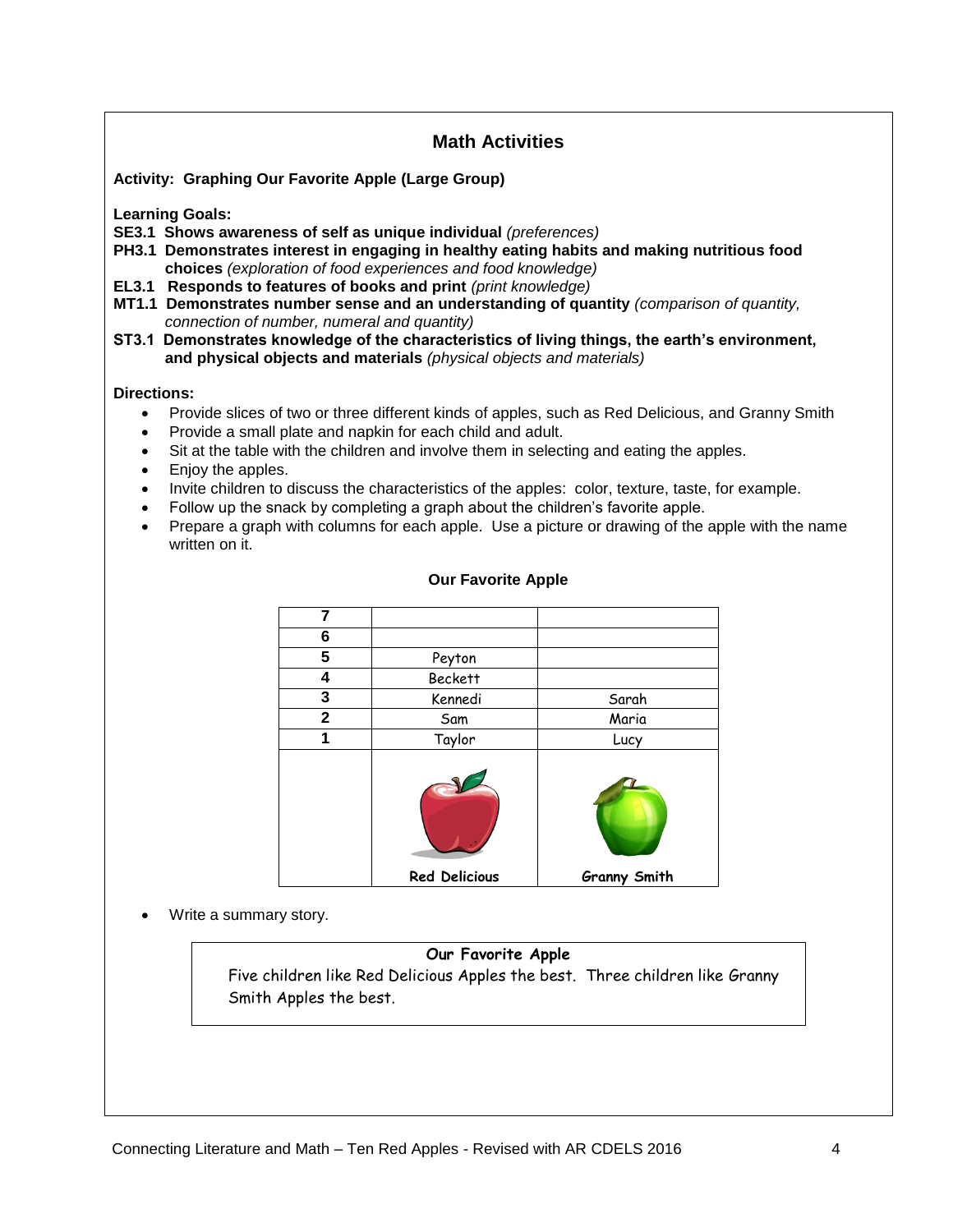## Math Activities

**Activity: Graphing Our Favorite Apple (Large Group)**

**Learning Goals:**

**SE3.1 Shows awareness of self as unique individual** *(preferences)*
**PH3.1 Demonstrates interest in engaging in healthy eating habits and making nutritious food choices** *(exploration of food experiences and food knowledge)*
**EL3.1 Responds to features of books and print** *(print knowledge)*
**MT1.1 Demonstrates number sense and an understanding of quantity** *(comparison of quantity, connection of number, numeral and quantity)*
**ST3.1 Demonstrates knowledge of the characteristics of living things, the earth's environment, and physical objects and materials** *(physical objects and materials)*

**Directions:**

- Provide slices of two or three different kinds of apples, such as Red Delicious, and Granny Smith
- Provide a small plate and napkin for each child and adult.
- Sit at the table with the children and involve them in selecting and eating the apples.
- Enjoy the apples.
- Invite children to discuss the characteristics of the apples: color, texture, taste, for example.
- Follow up the snack by completing a graph about the children's favorite apple.
- Prepare a graph with columns for each apple. Use a picture or drawing of the apple with the name written on it.

**Our Favorite Apple**

| | | |
|---|---|---|
| **7** | | |
| **6** | | |
| **5** | Peyton | |
| **4** | Beckett | |
| **3** | Kennedi | Sarah |
| **2** | Sam | Maria |
| **1** | Taylor | Lucy |
| | **Red Delicious** | **Granny Smith** |

- Write a summary story.

**Our Favorite Apple**
Five children like Red Delicious Apples the best. Three children like Granny Smith Apples the best.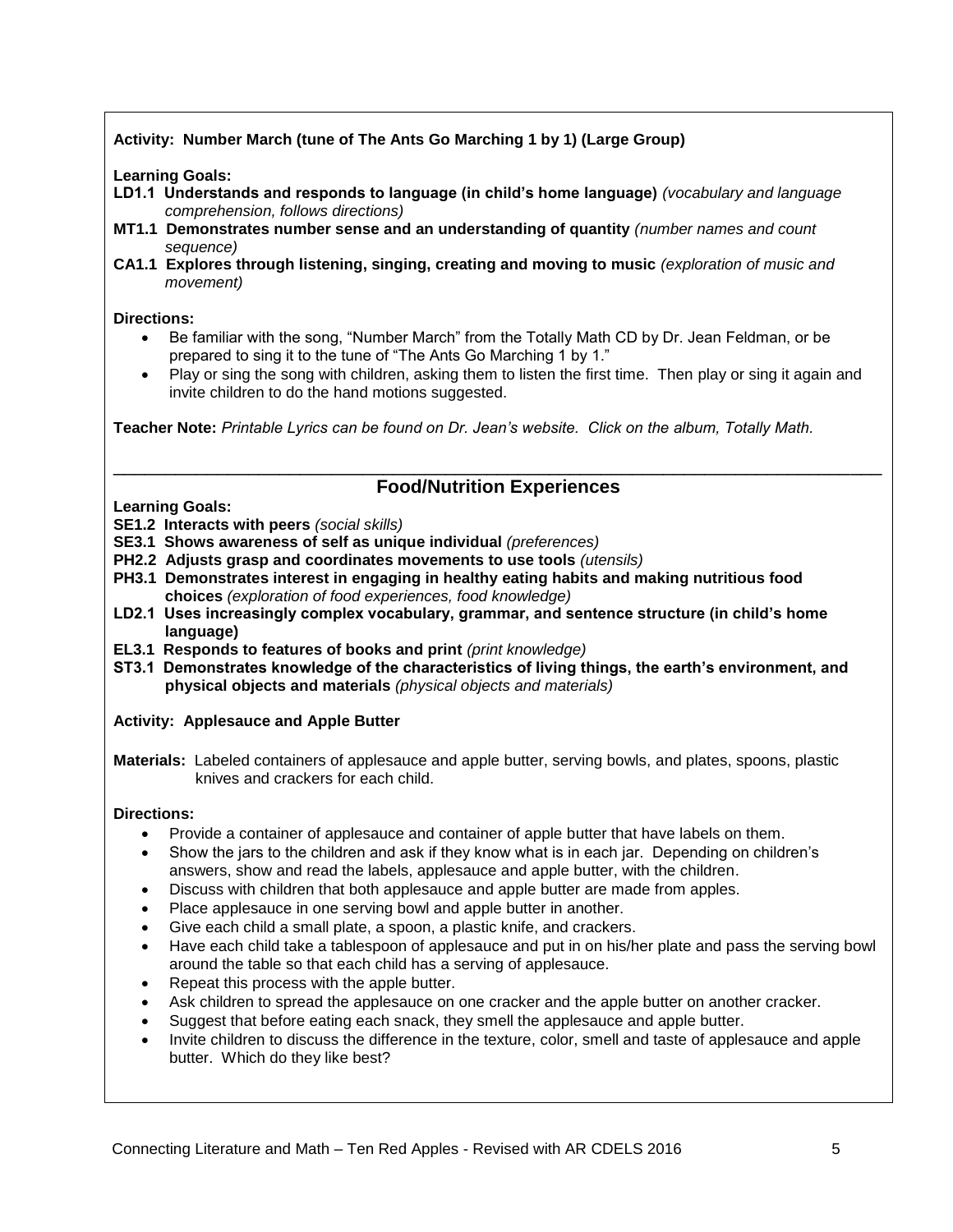**Activity: Number March (tune of The Ants Go Marching 1 by 1) (Large Group)**

**Learning Goals:**

**LD1.1 Understands and responds to language (in child's home language)** *(vocabulary and language comprehension, follows directions)*
**MT1.1 Demonstrates number sense and an understanding of quantity** *(number names and count sequence)*
**CA1.1 Explores through listening, singing, creating and moving to music** *(exploration of music and movement)*

**Directions:**

- Be familiar with the song, "Number March" from the Totally Math CD by Dr. Jean Feldman, or be prepared to sing it to the tune of "The Ants Go Marching 1 by 1."
- Play or sing the song with children, asking them to listen the first time. Then play or sing it again and invite children to do the hand motions suggested.

**Teacher Note:** *Printable Lyrics can be found on Dr. Jean's website. Click on the album, Totally Math.*

---

## Food/Nutrition Experiences

**Learning Goals:**

**SE1.2 Interacts with peers** *(social skills)*
**SE3.1 Shows awareness of self as unique individual** *(preferences)*
**PH2.2 Adjusts grasp and coordinates movements to use tools** *(utensils)*
**PH3.1 Demonstrates interest in engaging in healthy eating habits and making nutritious food choices** *(exploration of food experiences, food knowledge)*
**LD2.1 Uses increasingly complex vocabulary, grammar, and sentence structure (in child's home language)**
**EL3.1 Responds to features of books and print** *(print knowledge)*
**ST3.1 Demonstrates knowledge of the characteristics of living things, the earth's environment, and physical objects and materials** *(physical objects and materials)*

**Activity: Applesauce and Apple Butter**

**Materials:** Labeled containers of applesauce and apple butter, serving bowls, and plates, spoons, plastic knives and crackers for each child.

**Directions:**

- Provide a container of applesauce and container of apple butter that have labels on them.
- Show the jars to the children and ask if they know what is in each jar. Depending on children's answers, show and read the labels, applesauce and apple butter, with the children.
- Discuss with children that both applesauce and apple butter are made from apples.
- Place applesauce in one serving bowl and apple butter in another.
- Give each child a small plate, a spoon, a plastic knife, and crackers.
- Have each child take a tablespoon of applesauce and put in on his/her plate and pass the serving bowl around the table so that each child has a serving of applesauce.
- Repeat this process with the apple butter.
- Ask children to spread the applesauce on one cracker and the apple butter on another cracker.
- Suggest that before eating each snack, they smell the applesauce and apple butter.
- Invite children to discuss the difference in the texture, color, smell and taste of applesauce and apple butter. Which do they like best?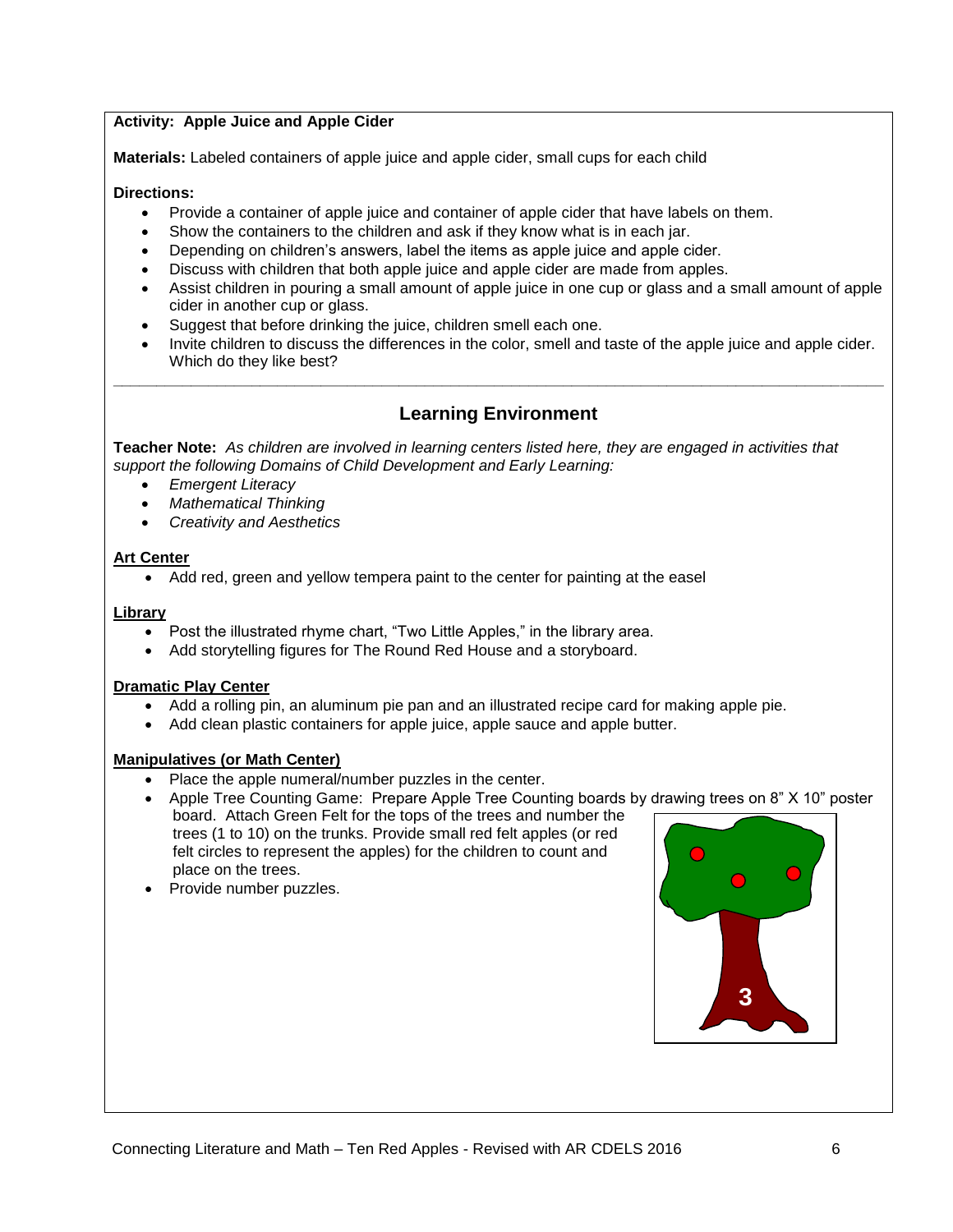**Activity: Apple Juice and Apple Cider**

**Materials:** Labeled containers of apple juice and apple cider, small cups for each child

**Directions:**

- Provide a container of apple juice and container of apple cider that have labels on them.
- Show the containers to the children and ask if they know what is in each jar.
- Depending on children's answers, label the items as apple juice and apple cider.
- Discuss with children that both apple juice and apple cider are made from apples.
- Assist children in pouring a small amount of apple juice in one cup or glass and a small amount of apple cider in another cup or glass.
- Suggest that before drinking the juice, children smell each one.
- Invite children to discuss the differences in the color, smell and taste of the apple juice and apple cider. Which do they like best?

---

## Learning Environment

**Teacher Note:** *As children are involved in learning centers listed here, they are engaged in activities that support the following Domains of Child Development and Early Learning:*

- *Emergent Literacy*
- *Mathematical Thinking*
- *Creativity and Aesthetics*

**Art Center**

- Add red, green and yellow tempera paint to the center for painting at the easel

**Library**

- Post the illustrated rhyme chart, "Two Little Apples," in the library area.
- Add storytelling figures for The Round Red House and a storyboard.

**Dramatic Play Center**

- Add a rolling pin, an aluminum pie pan and an illustrated recipe card for making apple pie.
- Add clean plastic containers for apple juice, apple sauce and apple butter.

**Manipulatives (or Math Center)**

- Place the apple numeral/number puzzles in the center.
- Apple Tree Counting Game: Prepare Apple Tree Counting boards by drawing trees on 8" X 10" poster board. Attach Green Felt for the tops of the trees and number the trees (1 to 10) on the trunks. Provide small red felt apples (or red felt circles to represent the apples) for the children to count and place on the trees.
- Provide number puzzles.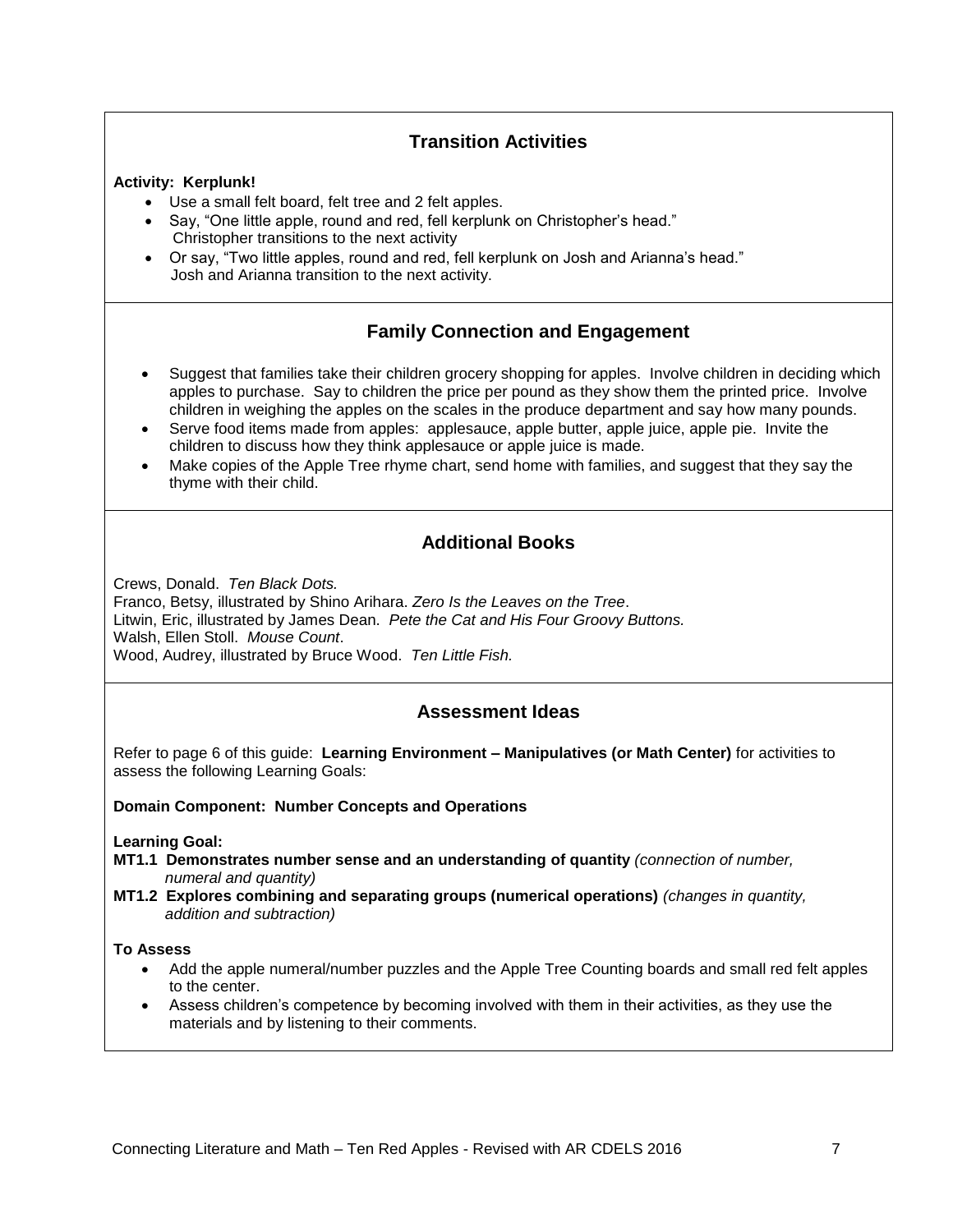## Transition Activities

**Activity: Kerplunk!**

- Use a small felt board, felt tree and 2 felt apples.
- Say, "One little apple, round and red, fell kerplunk on Christopher's head." Christopher transitions to the next activity
- Or say, "Two little apples, round and red, fell kerplunk on Josh and Arianna's head." Josh and Arianna transition to the next activity.

## Family Connection and Engagement

- Suggest that families take their children grocery shopping for apples. Involve children in deciding which apples to purchase. Say to children the price per pound as they show them the printed price. Involve children in weighing the apples on the scales in the produce department and say how many pounds.
- Serve food items made from apples: applesauce, apple butter, apple juice, apple pie. Invite the children to discuss how they think applesauce or apple juice is made.
- Make copies of the Apple Tree rhyme chart, send home with families, and suggest that they say the thyme with their child.

## Additional Books

Crews, Donald. *Ten Black Dots.*
Franco, Betsy, illustrated by Shino Arihara. *Zero Is the Leaves on the Tree*.
Litwin, Eric, illustrated by James Dean. *Pete the Cat and His Four Groovy Buttons.*
Walsh, Ellen Stoll. *Mouse Count*.
Wood, Audrey, illustrated by Bruce Wood. *Ten Little Fish.*

## Assessment Ideas

Refer to page 6 of this guide: **Learning Environment – Manipulatives (or Math Center)** for activities to assess the following Learning Goals:

**Domain Component: Number Concepts and Operations**

**Learning Goal:**
**MT1.1 Demonstrates number sense and an understanding of quantity** *(connection of number, numeral and quantity)*
**MT1.2 Explores combining and separating groups (numerical operations)** *(changes in quantity, addition and subtraction)*

**To Assess**

- Add the apple numeral/number puzzles and the Apple Tree Counting boards and small red felt apples to the center.
- Assess children's competence by becoming involved with them in their activities, as they use the materials and by listening to their comments.